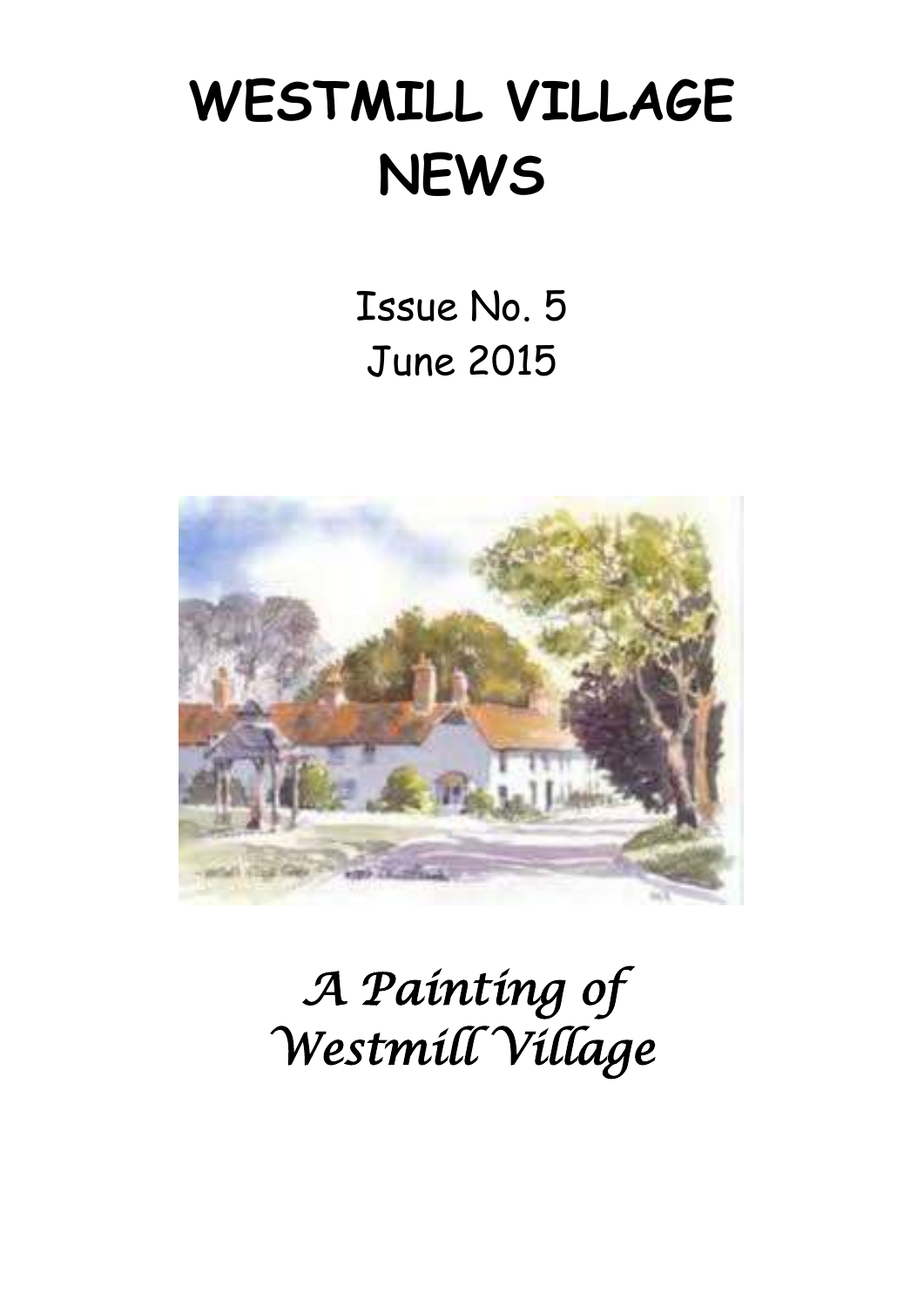# WESTMILL VILLAGE NEWS

Issue No. 5
June 2015

*A Painting of Westmill Village*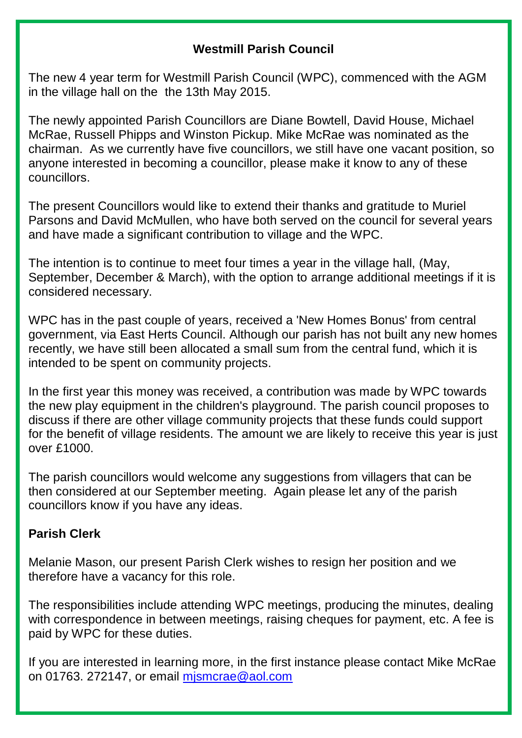## Westmill Parish Council

The new 4 year term for Westmill Parish Council (WPC), commenced with the AGM in the village hall on the  the 13th May 2015.

The newly appointed Parish Councillors are Diane Bowtell, David House, Michael McRae, Russell Phipps and Winston Pickup. Mike McRae was nominated as the chairman.  As we currently have five councillors, we still have one vacant position, so anyone interested in becoming a councillor, please make it know to any of these councillors.

The present Councillors would like to extend their thanks and gratitude to Muriel Parsons and David McMullen, who have both served on the council for several years and have made a significant contribution to village and the WPC.

The intention is to continue to meet four times a year in the village hall, (May, September, December & March), with the option to arrange additional meetings if it is considered necessary.

WPC has in the past couple of years, received a 'New Homes Bonus' from central government, via East Herts Council. Although our parish has not built any new homes recently, we have still been allocated a small sum from the central fund, which it is intended to be spent on community projects.

In the first year this money was received, a contribution was made by WPC towards the new play equipment in the children's playground. The parish council proposes to discuss if there are other village community projects that these funds could support for the benefit of village residents. The amount we are likely to receive this year is just over £1000.

The parish councillors would welcome any suggestions from villagers that can be then considered at our September meeting.  Again please let any of the parish councillors know if you have any ideas.

### Parish Clerk

Melanie Mason, our present Parish Clerk wishes to resign her position and we therefore have a vacancy for this role.

The responsibilities include attending WPC meetings, producing the minutes, dealing with correspondence in between meetings, raising cheques for payment, etc. A fee is paid by WPC for these duties.

If you are interested in learning more, in the first instance please contact Mike McRae on 01763. 272147, or email mjsmcrae@aol.com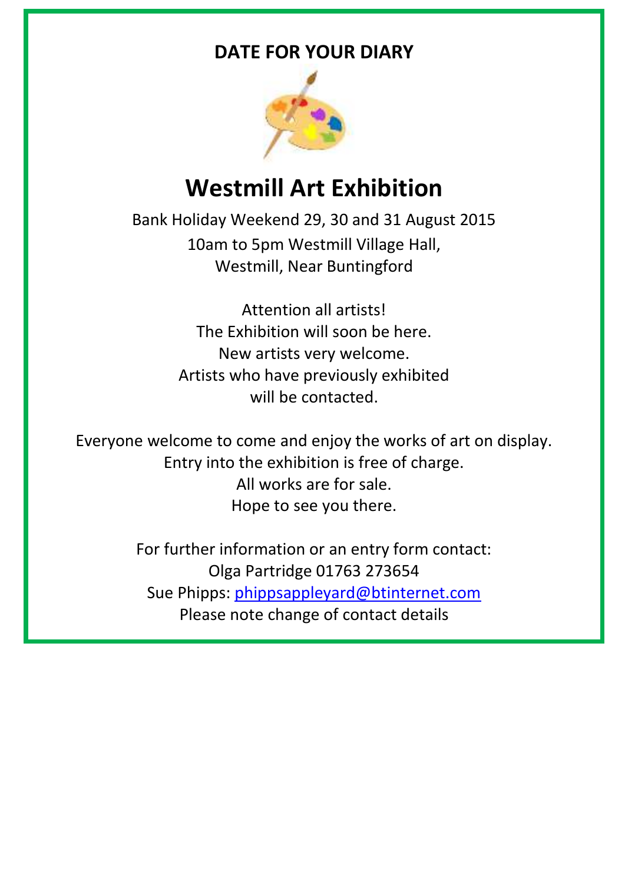## DATE FOR YOUR DIARY

# Westmill Art Exhibition

Bank Holiday Weekend 29, 30 and 31 August 2015
10am to 5pm Westmill Village Hall,
Westmill, Near Buntingford

Attention all artists!
The Exhibition will soon be here.
New artists very welcome.
Artists who have previously exhibited will be contacted.

Everyone welcome to come and enjoy the works of art on display.
Entry into the exhibition is free of charge.
All works are for sale.
Hope to see you there.

For further information or an entry form contact:
Olga Partridge 01763 273654
Sue Phipps: phippsappleyard@btinternet.com
Please note change of contact details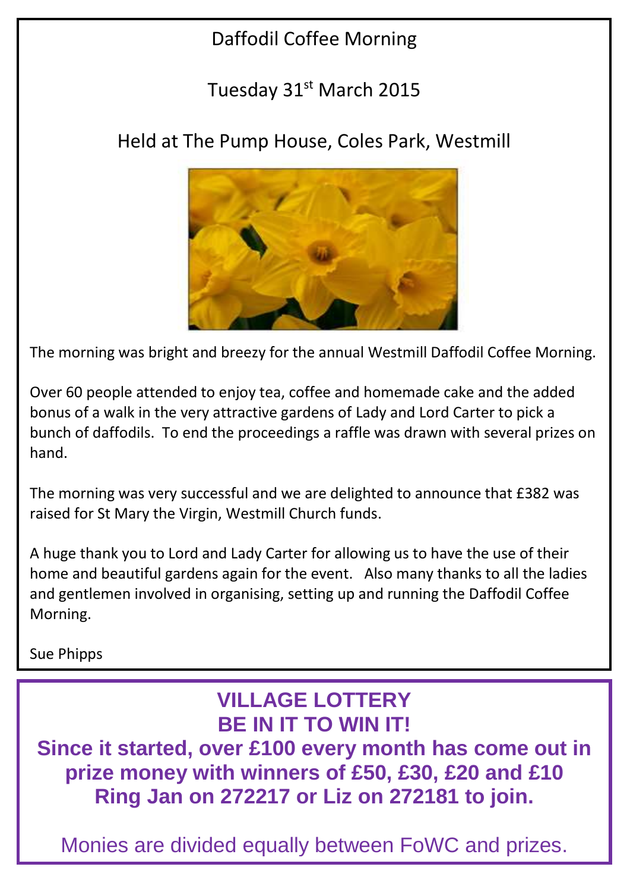# Daffodil Coffee Morning

## Tuesday 31st March 2015

## Held at The Pump House, Coles Park, Westmill

The morning was bright and breezy for the annual Westmill Daffodil Coffee Morning.

Over 60 people attended to enjoy tea, coffee and homemade cake and the added bonus of a walk in the very attractive gardens of Lady and Lord Carter to pick a bunch of daffodils. To end the proceedings a raffle was drawn with several prizes on hand.

The morning was very successful and we are delighted to announce that £382 was raised for St Mary the Virgin, Westmill Church funds.

A huge thank you to Lord and Lady Carter for allowing us to have the use of their home and beautiful gardens again for the event. Also many thanks to all the ladies and gentlemen involved in organising, setting up and running the Daffodil Coffee Morning.

Sue Phipps

---

## VILLAGE LOTTERY
## BE IN IT TO WIN IT!

**Since it started, over £100 every month has come out in prize money with winners of £50, £30, £20 and £10**
**Ring Jan on 272217 or Liz on 272181 to join.**

Monies are divided equally between FoWC and prizes.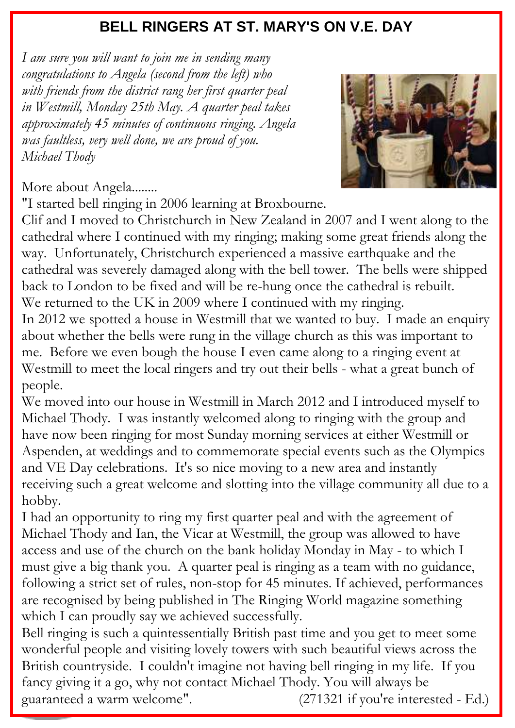# BELL RINGERS AT ST. MARY'S ON V.E. DAY

*I am sure you will want to join me in sending many congratulations to Angela (second from the left) who with friends from the district rang her first quarter peal in Westmill, Monday 25th May. A quarter peal takes approximately 45 minutes of continuous ringing. Angela was faultless, very well done, we are proud of you. Michael Thody*

More about Angela........

"I started bell ringing in 2006 learning at Broxbourne.

Clif and I moved to Christchurch in New Zealand in 2007 and I went along to the cathedral where I continued with my ringing; making some great friends along the way. Unfortunately, Christchurch experienced a massive earthquake and the cathedral was severely damaged along with the bell tower. The bells were shipped back to London to be fixed and will be re-hung once the cathedral is rebuilt. We returned to the UK in 2009 where I continued with my ringing.

In 2012 we spotted a house in Westmill that we wanted to buy. I made an enquiry about whether the bells were rung in the village church as this was important to me. Before we even bough the house I even came along to a ringing event at Westmill to meet the local ringers and try out their bells - what a great bunch of people.

We moved into our house in Westmill in March 2012 and I introduced myself to Michael Thody. I was instantly welcomed along to ringing with the group and have now been ringing for most Sunday morning services at either Westmill or Aspenden, at weddings and to commemorate special events such as the Olympics and VE Day celebrations. It's so nice moving to a new area and instantly receiving such a great welcome and slotting into the village community all due to a hobby.

I had an opportunity to ring my first quarter peal and with the agreement of Michael Thody and Ian, the Vicar at Westmill, the group was allowed to have access and use of the church on the bank holiday Monday in May - to which I must give a big thank you. A quarter peal is ringing as a team with no guidance, following a strict set of rules, non-stop for 45 minutes. If achieved, performances are recognised by being published in The Ringing World magazine something which I can proudly say we achieved successfully.

Bell ringing is such a quintessentially British past time and you get to meet some wonderful people and visiting lovely towers with such beautiful views across the British countryside. I couldn't imagine not having bell ringing in my life. If you fancy giving it a go, why not contact Michael Thody. You will always be guaranteed a warm welcome". (271321 if you're interested - Ed.)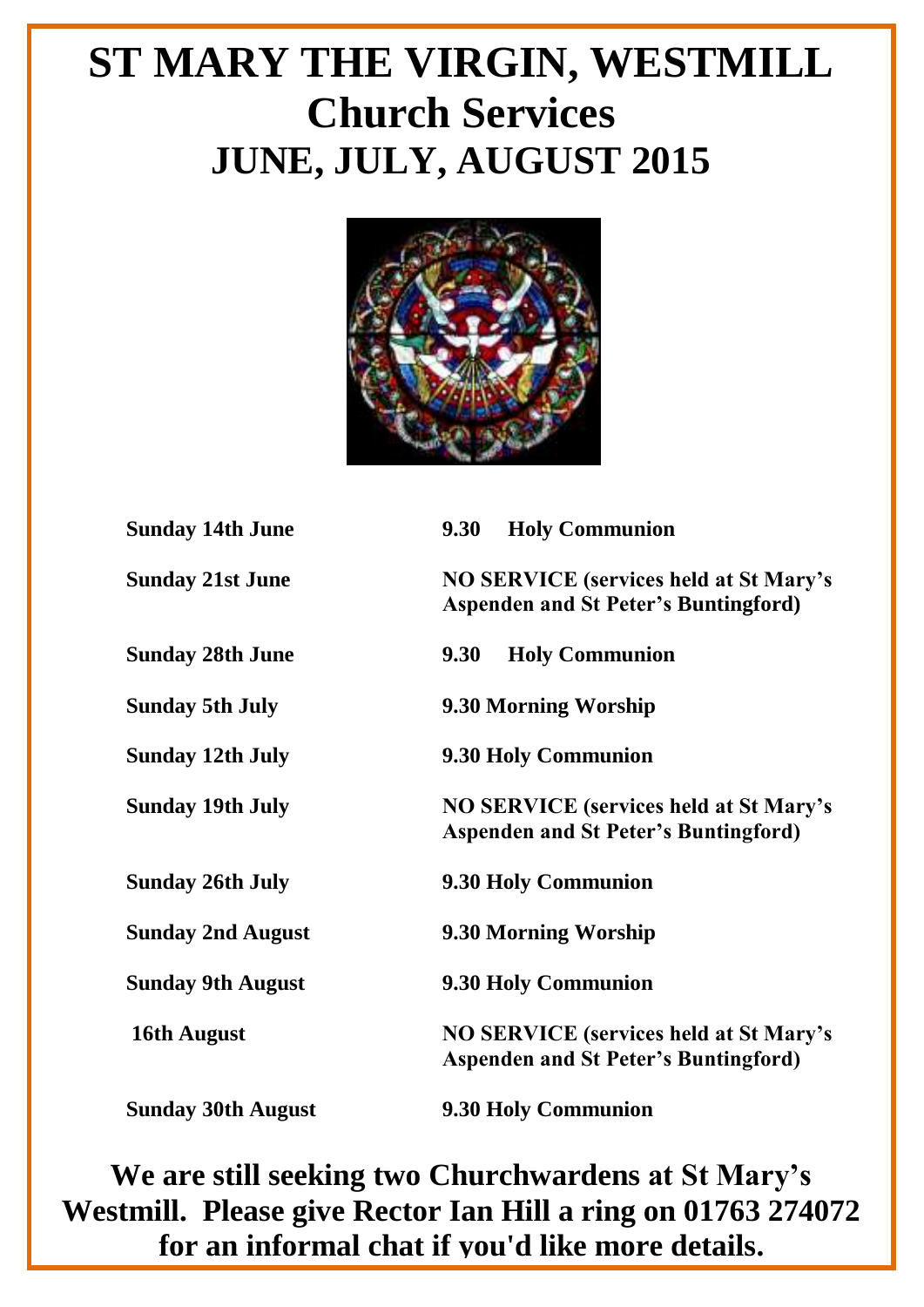# ST MARY THE VIRGIN, WESTMILL
# Church Services
# JUNE, JULY, AUGUST 2015

| | |
|---|---|
| **Sunday 14th June** | **9.30 Holy Communion** |
| **Sunday 21st June** | **NO SERVICE (services held at St Mary's Aspenden and St Peter's Buntingford)** |
| **Sunday 28th June** | **9.30 Holy Communion** |
| **Sunday 5th July** | **9.30 Morning Worship** |
| **Sunday 12th July** | **9.30 Holy Communion** |
| **Sunday 19th July** | **NO SERVICE (services held at St Mary's Aspenden and St Peter's Buntingford)** |
| **Sunday 26th July** | **9.30 Holy Communion** |
| **Sunday 2nd August** | **9.30 Morning Worship** |
| **Sunday 9th August** | **9.30 Holy Communion** |
| **16th August** | **NO SERVICE (services held at St Mary's Aspenden and St Peter's Buntingford)** |
| **Sunday 30th August** | **9.30 Holy Communion** |

**We are still seeking two Churchwardens at St Mary's Westmill. Please give Rector Ian Hill a ring on 01763 274072 for an informal chat if you'd like more details.**